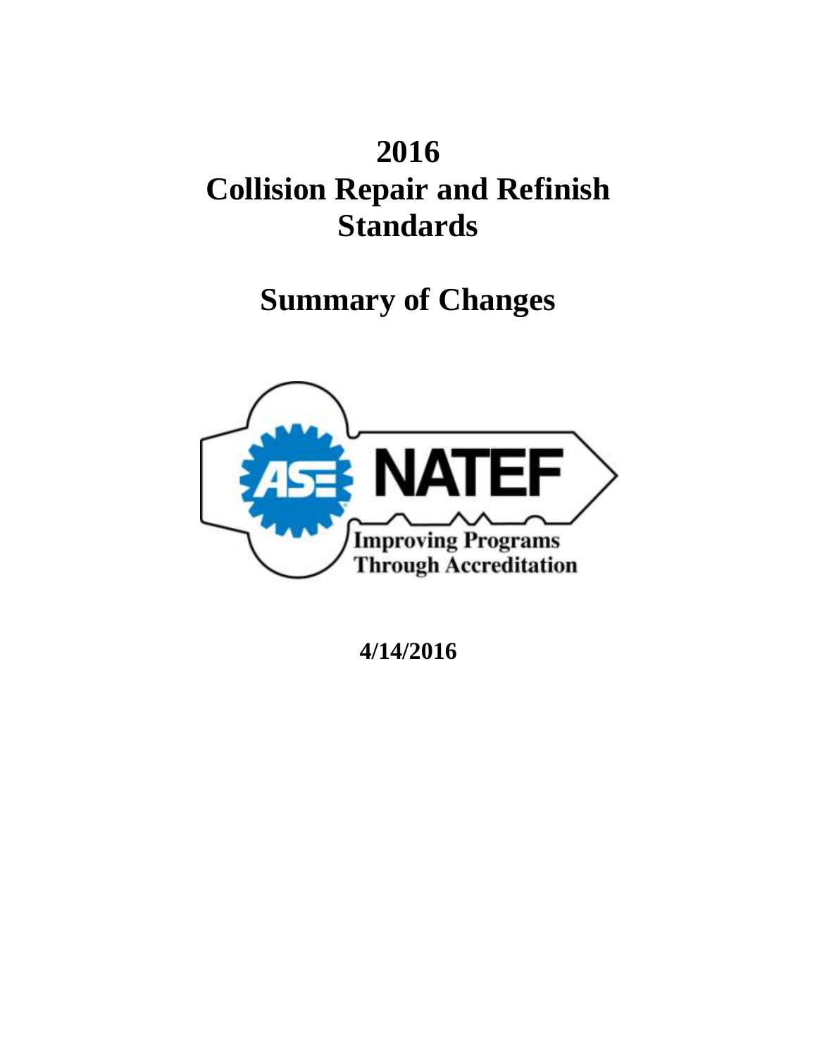# 2016 Collision Repair and Refinish Standards

# Summary of Changes

4/14/2016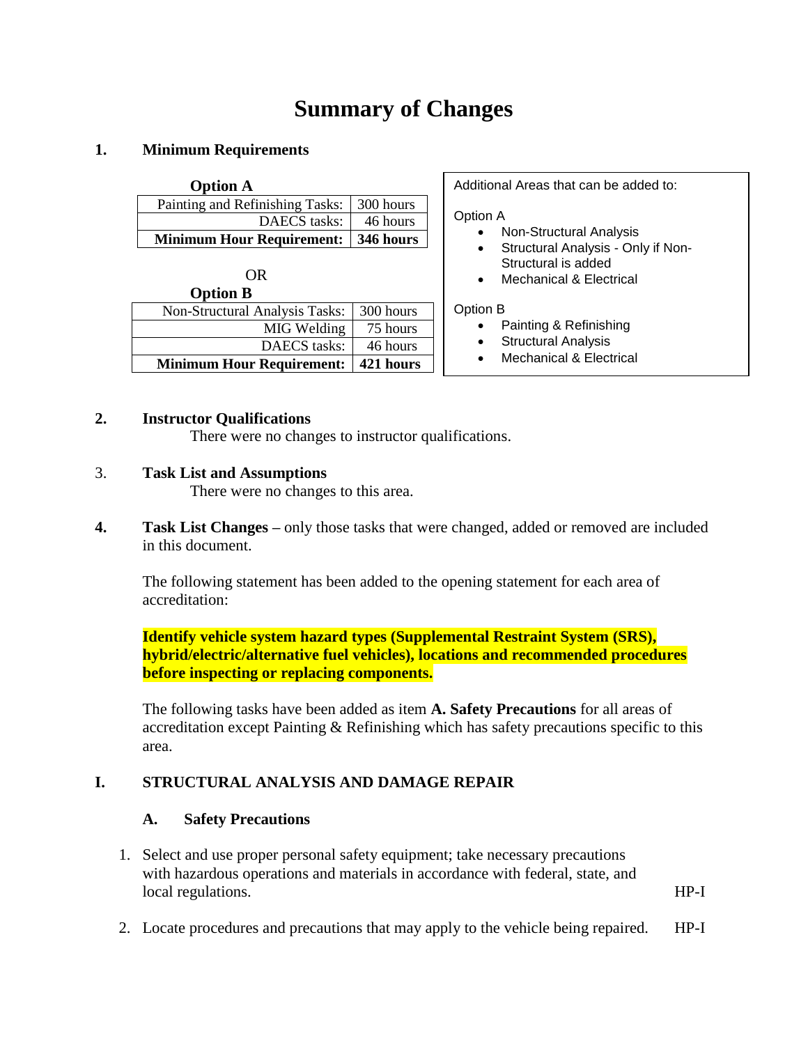# Summary of Changes

**1. Minimum Requirements**

**Option A**

| Painting and Refinishing Tasks: | 300 hours |
|---|---|
| DAECS tasks: | 46 hours |
| **Minimum Hour Requirement:** | **346 hours** |

OR

**Option B**

| Non-Structural Analysis Tasks: | 300 hours |
|---|---|
| MIG Welding | 75 hours |
| DAECS tasks: | 46 hours |
| **Minimum Hour Requirement:** | **421 hours** |

Additional Areas that can be added to:

Option A

- Non-Structural Analysis
- Structural Analysis - Only if Non-Structural is added
- Mechanical & Electrical

Option B

- Painting & Refinishing
- Structural Analysis
- Mechanical & Electrical

**2. Instructor Qualifications**

There were no changes to instructor qualifications.

3. **Task List and Assumptions**

There were no changes to this area.

**4. Task List Changes** – only those tasks that were changed, added or removed are included in this document.

The following statement has been added to the opening statement for each area of accreditation:

**Identify vehicle system hazard types (Supplemental Restraint System (SRS), hybrid/electric/alternative fuel vehicles), locations and recommended procedures before inspecting or replacing components.**

The following tasks have been added as item **A. Safety Precautions** for all areas of accreditation except Painting & Refinishing which has safety precautions specific to this area.

## I. STRUCTURAL ANALYSIS AND DAMAGE REPAIR

### A. Safety Precautions

1. Select and use proper personal safety equipment; take necessary precautions with hazardous operations and materials in accordance with federal, state, and local regulations. HP-I

2. Locate procedures and precautions that may apply to the vehicle being repaired. HP-I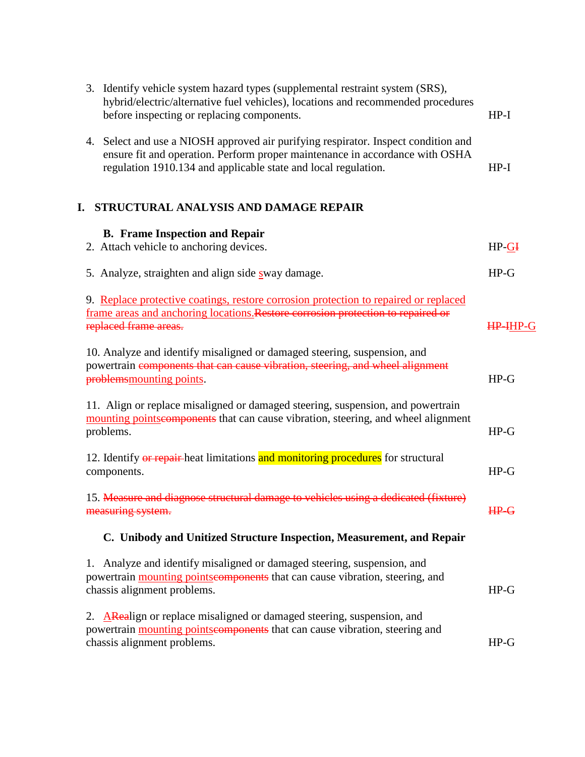3. Identify vehicle system hazard types (supplemental restraint system (SRS), hybrid/electric/alternative fuel vehicles), locations and recommended procedures before inspecting or replacing components. HP-I

4. Select and use a NIOSH approved air purifying respirator. Inspect condition and ensure fit and operation. Perform proper maintenance in accordance with OSHA regulation 1910.134 and applicable state and local regulation. HP-I

## I. STRUCTURAL ANALYSIS AND DAMAGE REPAIR

### B. Frame Inspection and Repair

2. Attach vehicle to anchoring devices. HP-<ins>G</ins>~~I~~

5. Analyze, straighten and align side <ins>s</ins>way damage. HP-G

9. <ins>Replace protective coatings, restore corrosion protection to repaired or replaced frame areas and anchoring locations.</ins>~~Restore corrosion protection to repaired or replaced frame areas.~~ ~~HP-I~~<ins>HP-G</ins>

10. Analyze and identify misaligned or damaged steering, suspension, and powertrain ~~components that can cause vibration, steering, and wheel alignment problems~~<ins>mounting points</ins>. HP-G

11. Align or replace misaligned or damaged steering, suspension, and powertrain <ins>mounting points</ins>~~components~~ that can cause vibration, steering, and wheel alignment problems. HP-G

12. Identify ~~or repair~~ heat limitations and monitoring procedures for structural components. HP-G

15. ~~Measure and diagnose structural damage to vehicles using a dedicated (fixture) measuring system.~~ ~~HP-G~~

### C. Unibody and Unitized Structure Inspection, Measurement, and Repair

1. Analyze and identify misaligned or damaged steering, suspension, and powertrain <ins>mounting points</ins>~~components~~ that can cause vibration, steering, and chassis alignment problems. HP-G

2. <ins>A</ins>~~Rea~~lign or replace misaligned or damaged steering, suspension, and powertrain <ins>mounting points</ins>~~components~~ that can cause vibration, steering and chassis alignment problems. HP-G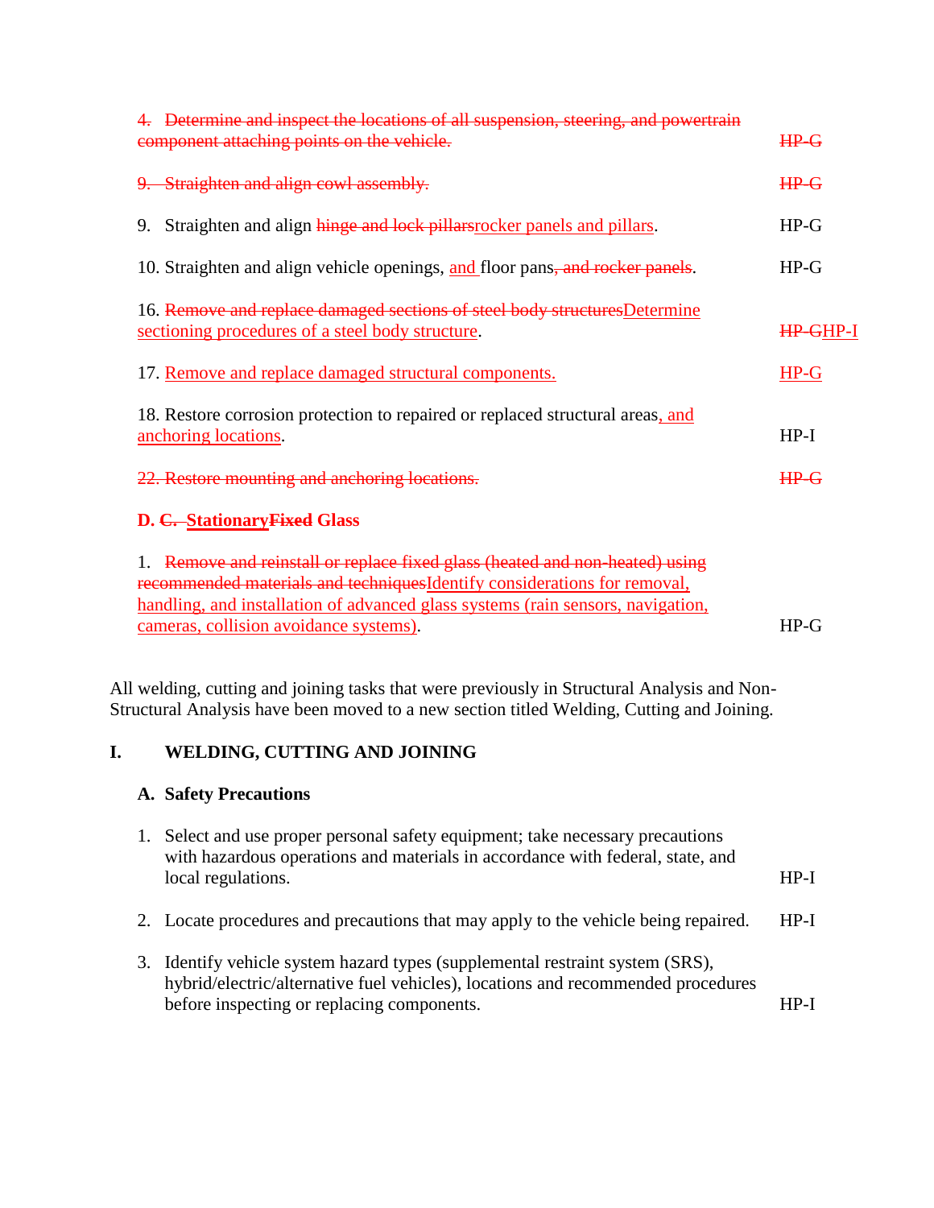| | |
|---|---|
| ~~4. Determine and inspect the locations of all suspension, steering, and powertrain component attaching points on the vehicle.~~ | ~~HP-G~~ |
| ~~9. Straighten and align cowl assembly.~~ | ~~HP-G~~ |
| 9. Straighten and align ~~hinge and lock pillars~~rocker panels and pillars. | HP-G |
| 10. Straighten and align vehicle openings, and floor pans~~, and rocker panels~~. | HP-G |
| 16. ~~Remove and replace damaged sections of steel body structures~~Determine sectioning procedures of a steel body structure. | ~~HP-G~~HP-I |
| 17. Remove and replace damaged structural components. | HP-G |
| 18. Restore corrosion protection to repaired or replaced structural areas, and anchoring locations. | HP-I |
| ~~22. Restore mounting and anchoring locations.~~ | ~~HP-G~~ |

**D. ~~C.~~ Stationary~~Fixed~~ Glass**

| | |
|---|---|
| 1. ~~Remove and reinstall or replace fixed glass (heated and non-heated) using recommended materials and techniques~~Identify considerations for removal, handling, and installation of advanced glass systems (rain sensors, navigation, cameras, collision avoidance systems). | HP-G |

All welding, cutting and joining tasks that were previously in Structural Analysis and Non-Structural Analysis have been moved to a new section titled Welding, Cutting and Joining.

## I. WELDING, CUTTING AND JOINING

### A. Safety Precautions

| | |
|---|---|
| 1. Select and use proper personal safety equipment; take necessary precautions with hazardous operations and materials in accordance with federal, state, and local regulations. | HP-I |
| 2. Locate procedures and precautions that may apply to the vehicle being repaired. | HP-I |
| 3. Identify vehicle system hazard types (supplemental restraint system (SRS), hybrid/electric/alternative fuel vehicles), locations and recommended procedures before inspecting or replacing components. | HP-I |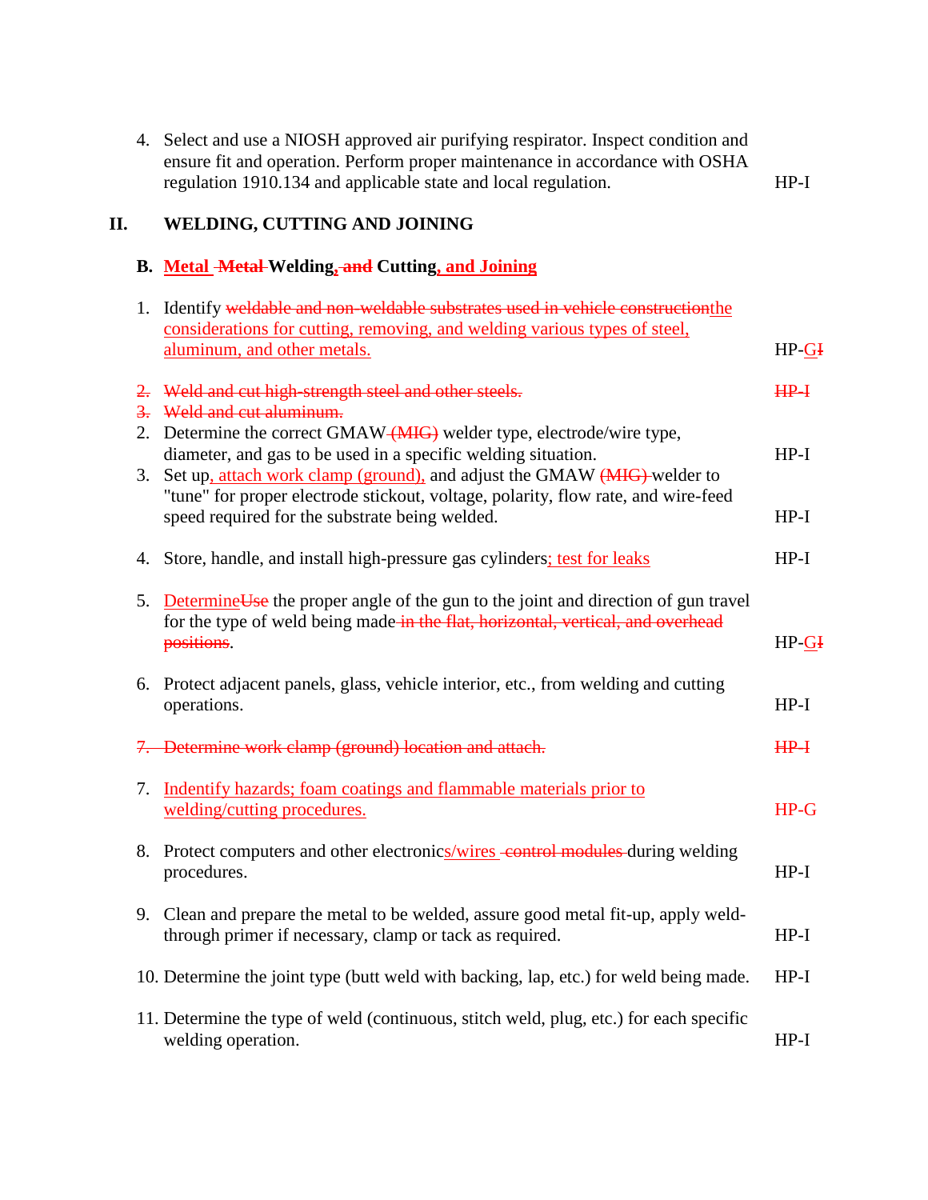4. Select and use a NIOSH approved air purifying respirator. Inspect condition and ensure fit and operation. Perform proper maintenance in accordance with OSHA regulation 1910.134 and applicable state and local regulation. HP-I

## II. WELDING, CUTTING AND JOINING

### B. Metal ~~Metal~~ Welding, ~~and~~ Cutting, and Joining

1. Identify ~~weldable and non-weldable substrates used in vehicle construction~~the considerations for cutting, removing, and welding various types of steel, aluminum, and other metals. HP-G~~I~~

~~2. Weld and cut high-strength steel and other steels. HP-I~~
~~3. Weld and cut aluminum.~~

2. Determine the correct GMAW ~~(MIG)~~ welder type, electrode/wire type, diameter, and gas to be used in a specific welding situation. HP-I
3. Set up, attach work clamp (ground), and adjust the GMAW ~~(MIG)~~ welder to "tune" for proper electrode stickout, voltage, polarity, flow rate, and wire-feed speed required for the substrate being welded. HP-I
4. Store, handle, and install high-pressure gas cylinders; test for leaks HP-I
5. Determine~~Use~~ the proper angle of the gun to the joint and direction of gun travel for the type of weld being made ~~in the flat, horizontal, vertical, and overhead positions~~. HP-G~~I~~
6. Protect adjacent panels, glass, vehicle interior, etc., from welding and cutting operations. HP-I

~~7. Determine work clamp (ground) location and attach. HP-I~~

7. Indentify hazards; foam coatings and flammable materials prior to welding/cutting procedures. HP-G
8. Protect computers and other electronics/wires ~~control modules~~ during welding procedures. HP-I
9. Clean and prepare the metal to be welded, assure good metal fit-up, apply weld-through primer if necessary, clamp or tack as required. HP-I
10. Determine the joint type (butt weld with backing, lap, etc.) for weld being made. HP-I
11. Determine the type of weld (continuous, stitch weld, plug, etc.) for each specific welding operation. HP-I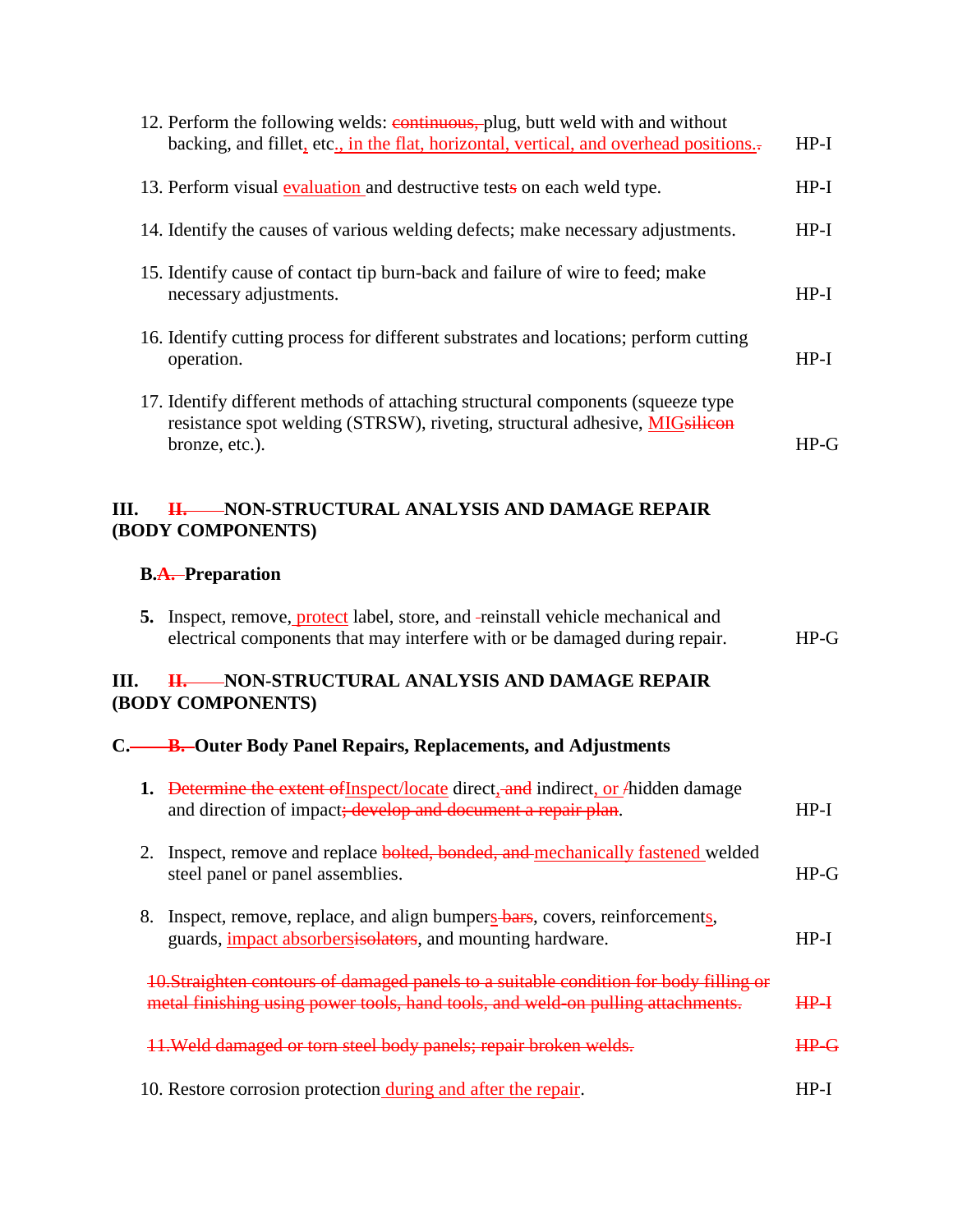12. Perform the following welds: ~~continuous,~~ plug, butt weld with and without backing, and fillet, etc., in the flat, horizontal, vertical, and overhead positions.~~.~~ — HP-I

13. Perform visual evaluation and destructive test~~s~~ on each weld type. — HP-I

14. Identify the causes of various welding defects; make necessary adjustments. — HP-I

15. Identify cause of contact tip burn-back and failure of wire to feed; make necessary adjustments. — HP-I

16. Identify cutting process for different substrates and locations; perform cutting operation. — HP-I

17. Identify different methods of attaching structural components (squeeze type resistance spot welding (STRSW), riveting, structural adhesive, MIG~~silicon~~ bronze, etc.). — HP-G

## III. ~~II.~~ NON-STRUCTURAL ANALYSIS AND DAMAGE REPAIR (BODY COMPONENTS)

### B.~~A.~~ Preparation

**5.** Inspect, remove, protect label, store, and ~~-~~reinstall vehicle mechanical and electrical components that may interfere with or be damaged during repair. — HP-G

## III. ~~II.~~ NON-STRUCTURAL ANALYSIS AND DAMAGE REPAIR (BODY COMPONENTS)

### C. ~~B.~~ Outer Body Panel Repairs, Replacements, and Adjustments

**1.** ~~Determine the extent of~~Inspect/locate direct, ~~and~~ indirect, or ~~/~~hidden damage and direction of impact~~; develop and document a repair plan~~. — HP-I

2. Inspect, remove and replace ~~bolted, bonded, and~~ mechanically fastened welded steel panel or panel assemblies. — HP-G

8. Inspect, remove, replace, and align bumpers~~ bars~~, covers, reinforcements, guards, impact absorbers~~isolators~~, and mounting hardware. — HP-I

~~10. Straighten contours of damaged panels to a suitable condition for body filling or metal finishing using power tools, hand tools, and weld-on pulling attachments. — HP-I~~

~~11. Weld damaged or torn steel body panels; repair broken welds. — HP-G~~

10. Restore corrosion protection during and after the repair. — HP-I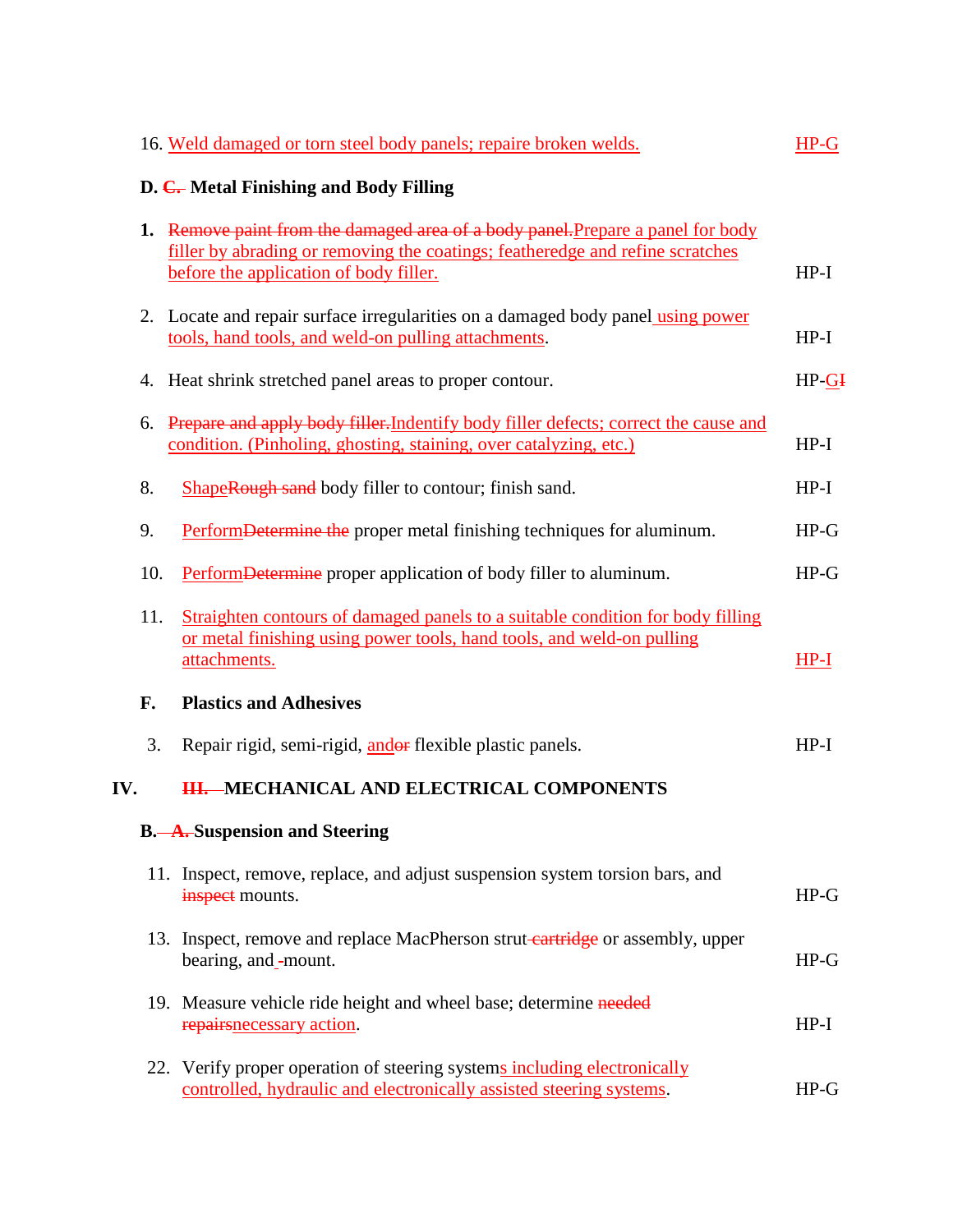16. Weld damaged or torn steel body panels; repaire broken welds. HP-G

**D. ~~C.~~ Metal Finishing and Body Filling**

1. ~~Remove paint from the damaged area of a body panel.~~Prepare a panel for body filler by abrading or removing the coatings; featheredge and refine scratches before the application of body filler. HP-I

2. Locate and repair surface irregularities on a damaged body panel using power tools, hand tools, and weld-on pulling attachments. HP-I

4. Heat shrink stretched panel areas to proper contour. HP-G~~I~~

6. ~~Prepare and apply body filler.~~Indentify body filler defects; correct the cause and condition. (Pinholing, ghosting, staining, over catalyzing, etc.) HP-I

8. Shape~~Rough sand~~ body filler to contour; finish sand. HP-I

9. Perform~~Determine the~~ proper metal finishing techniques for aluminum. HP-G

10. Perform~~Determine~~ proper application of body filler to aluminum. HP-G

11. Straighten contours of damaged panels to a suitable condition for body filling or metal finishing using power tools, hand tools, and weld-on pulling attachments. HP-I

**F. Plastics and Adhesives**

3. Repair rigid, semi-rigid, and~~or~~ flexible plastic panels. HP-I

## IV. ~~III.~~ MECHANICAL AND ELECTRICAL COMPONENTS

**B. ~~A.~~ Suspension and Steering**

11. Inspect, remove, replace, and adjust suspension system torsion bars, and ~~inspect~~ mounts. HP-G

13. Inspect, remove and replace MacPherson strut ~~cartridge~~ or assembly, upper bearing, and mount. HP-G

19. Measure vehicle ride height and wheel base; determine ~~needed repairs~~necessary action. HP-I

22. Verify proper operation of steering systems including electronically controlled, hydraulic and electronically assisted steering systems. HP-G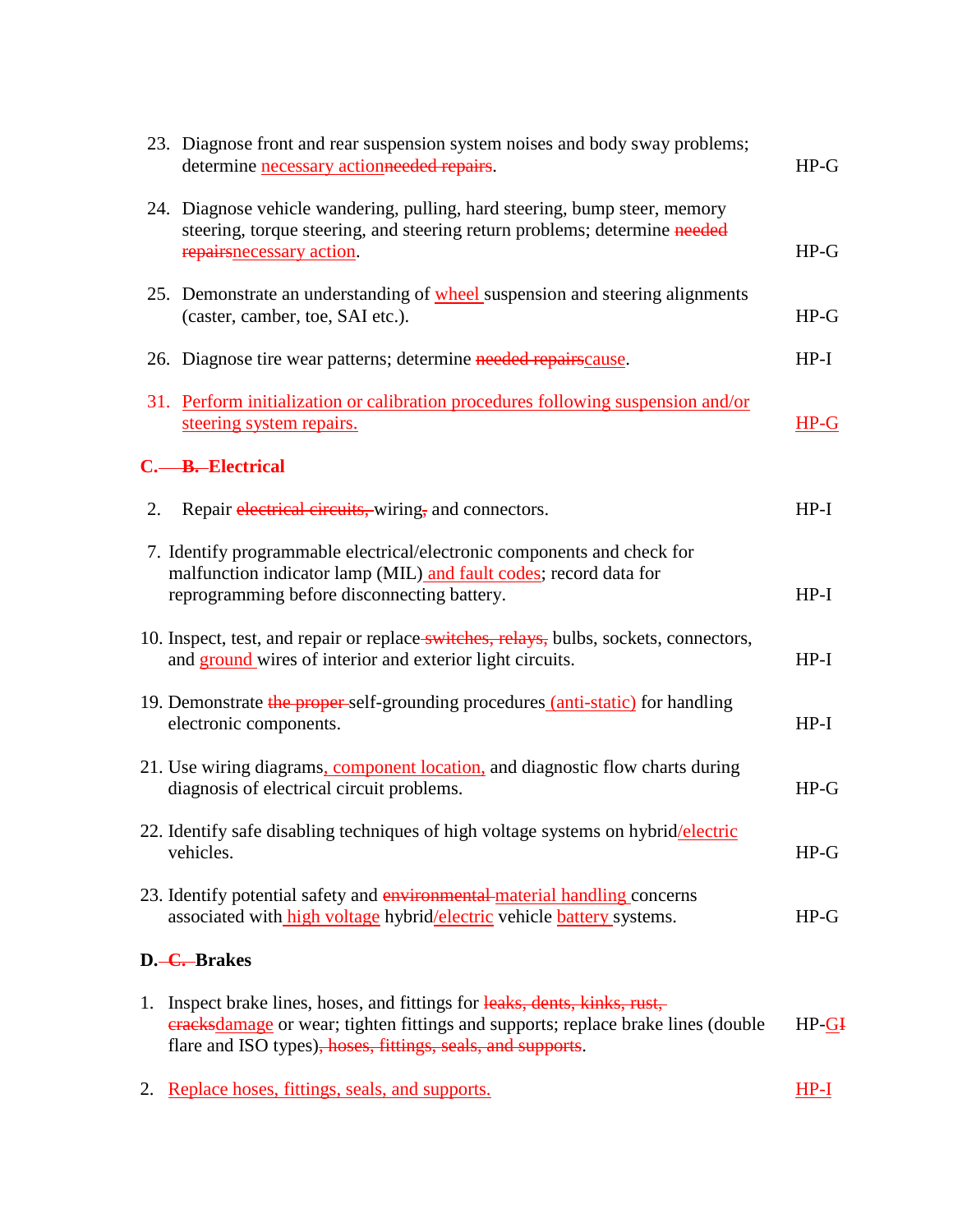23. Diagnose front and rear suspension system noises and body sway problems; determine necessary action~~needed repairs~~. HP-G

24. Diagnose vehicle wandering, pulling, hard steering, bump steer, memory steering, torque steering, and steering return problems; determine ~~needed repairs~~necessary action. HP-G

25. Demonstrate an understanding of wheel suspension and steering alignments (caster, camber, toe, SAI etc.). HP-G

26. Diagnose tire wear patterns; determine ~~needed repairs~~cause. HP-I

31. Perform initialization or calibration procedures following suspension and/or steering system repairs. HP-G

## C. ~~B.~~ Electrical

2. Repair ~~electrical circuits,~~ wiring~~,~~ and connectors. HP-I

7. Identify programmable electrical/electronic components and check for malfunction indicator lamp (MIL) and fault codes; record data for reprogramming before disconnecting battery. HP-I

10. Inspect, test, and repair or replace ~~switches, relays,~~ bulbs, sockets, connectors, and ground wires of interior and exterior light circuits. HP-I

19. Demonstrate ~~the proper~~ self-grounding procedures (anti-static) for handling electronic components. HP-I

21. Use wiring diagrams, component location, and diagnostic flow charts during diagnosis of electrical circuit problems. HP-G

22. Identify safe disabling techniques of high voltage systems on hybrid/electric vehicles. HP-G

23. Identify potential safety and ~~environmental~~ material handling concerns associated with high voltage hybrid/electric vehicle battery systems. HP-G

## D. ~~C.~~ Brakes

1. Inspect brake lines, hoses, and fittings for ~~leaks, dents, kinks, rust, cracks~~damage or wear; tighten fittings and supports; replace brake lines (double flare and ISO types)~~, hoses, fittings, seals, and supports~~. HP-G~~I~~

2. Replace hoses, fittings, seals, and supports. HP-I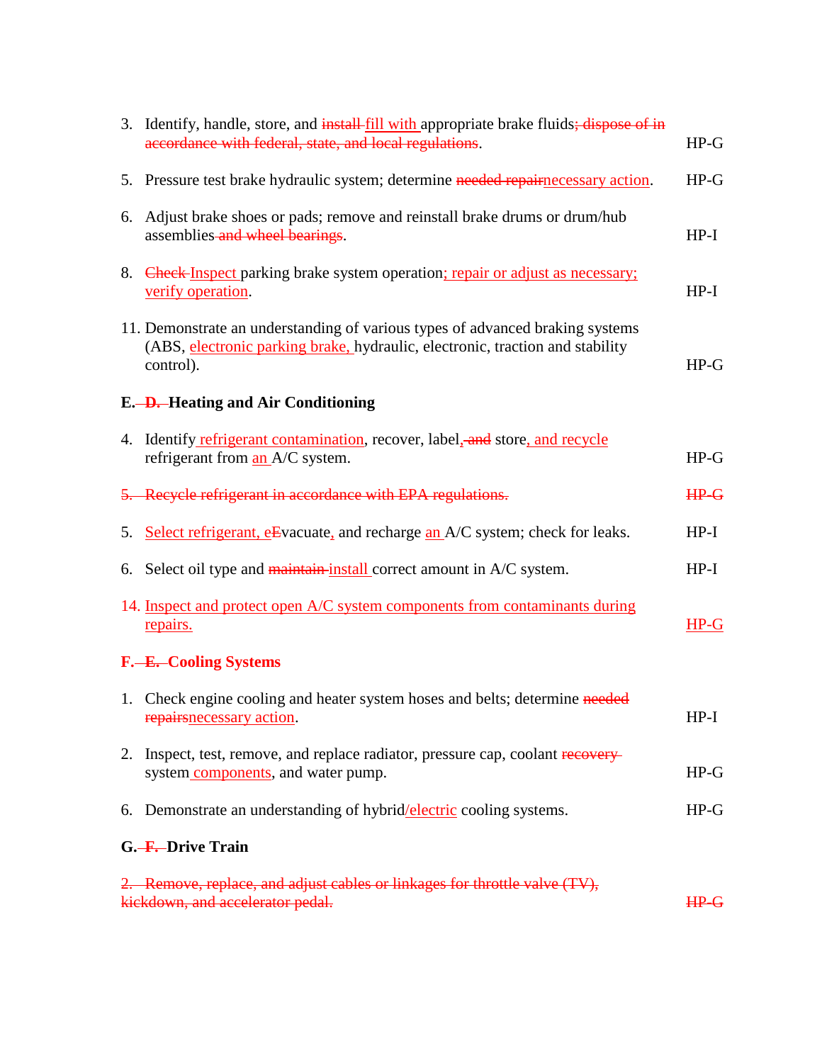3. Identify, handle, store, and ~~install~~ fill with appropriate brake fluids~~; dispose of in accordance with federal, state, and local regulations~~. HP-G

5. Pressure test brake hydraulic system; determine ~~needed repair~~necessary action. HP-G

6. Adjust brake shoes or pads; remove and reinstall brake drums or drum/hub assemblies ~~and wheel bearings~~. HP-I

8. ~~Check~~ Inspect parking brake system operation; repair or adjust as necessary; verify operation. HP-I

11. Demonstrate an understanding of various types of advanced braking systems (ABS, electronic parking brake, hydraulic, electronic, traction and stability control). HP-G

**E. ~~D.~~ Heating and Air Conditioning**

4. Identify refrigerant contamination, recover, label, ~~and~~ store, and recycle refrigerant from an A/C system. HP-G

~~5. Recycle refrigerant in accordance with EPA regulations. HP-G~~

5. Select refrigerant, e~~E~~vacuate, and recharge an A/C system; check for leaks. HP-I

6. Select oil type and ~~maintain~~ install correct amount in A/C system. HP-I

14. Inspect and protect open A/C system components from contaminants during repairs. HP-G

**F. ~~E.~~ Cooling Systems**

1. Check engine cooling and heater system hoses and belts; determine ~~needed repairs~~necessary action. HP-I

2. Inspect, test, remove, and replace radiator, pressure cap, coolant ~~recovery~~ system components, and water pump. HP-G

6. Demonstrate an understanding of hybrid/electric cooling systems. HP-G

**G. ~~F.~~ Drive Train**

~~2. Remove, replace, and adjust cables or linkages for throttle valve (TV), kickdown, and accelerator pedal. HP-G~~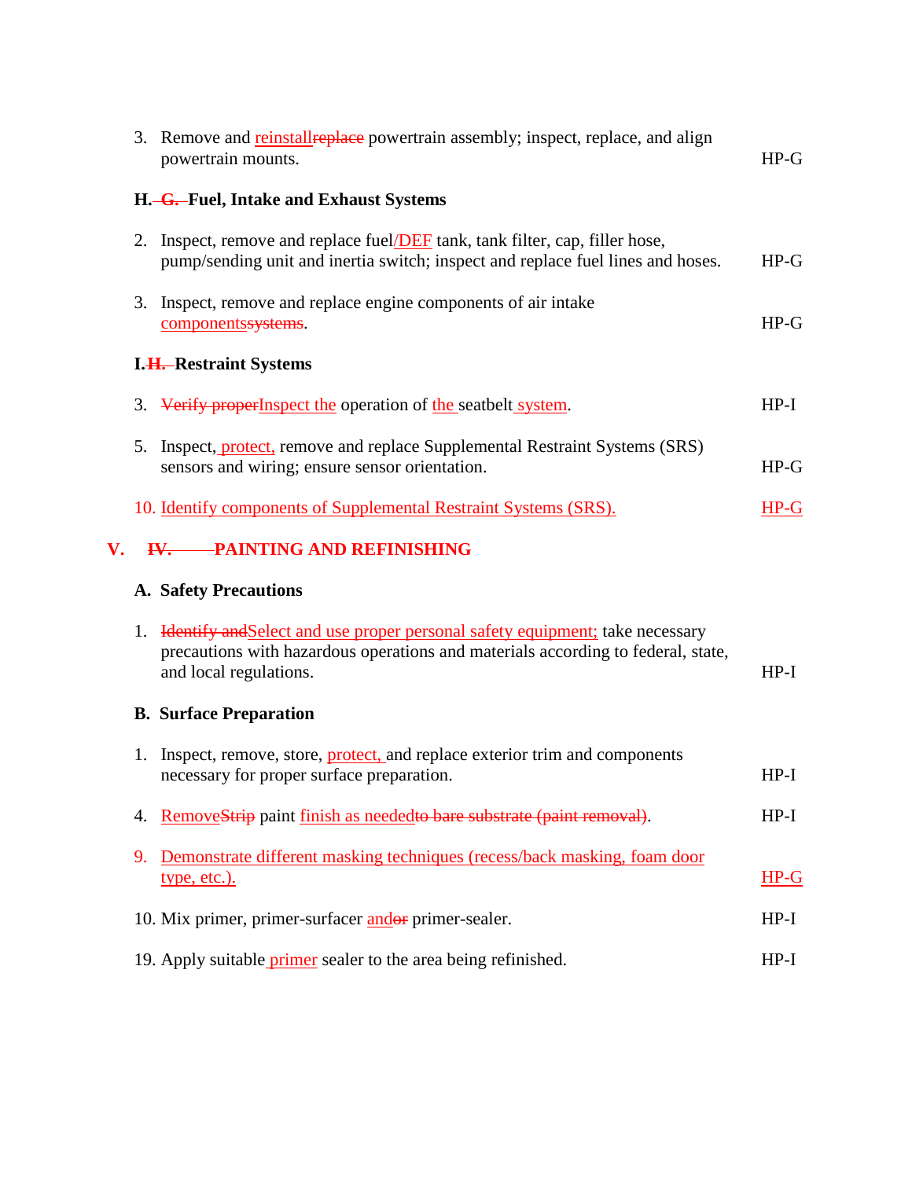3. Remove and ~~replace~~ reinstall powertrain assembly; inspect, replace, and align powertrain mounts. HP-G

**H. ~~G.~~ Fuel, Intake and Exhaust Systems**

2. Inspect, remove and replace fuel/DEF tank, tank filter, cap, filler hose, pump/sending unit and inertia switch; inspect and replace fuel lines and hoses. HP-G

3. Inspect, remove and replace engine components of air intake ~~systems~~ components. HP-G

**I. ~~H.~~ Restraint Systems**

3. ~~Verify proper~~ Inspect the operation of the seatbelt system. HP-I

5. Inspect, protect, remove and replace Supplemental Restraint Systems (SRS) sensors and wiring; ensure sensor orientation. HP-G

10. Identify components of Supplemental Restraint Systems (SRS). HP-G

## V. ~~IV.~~ PAINTING AND REFINISHING

**A. Safety Precautions**

1. ~~Identify and~~ Select and use proper personal safety equipment; take necessary precautions with hazardous operations and materials according to federal, state, and local regulations. HP-I

**B. Surface Preparation**

1. Inspect, remove, store, protect, and replace exterior trim and components necessary for proper surface preparation. HP-I

4. ~~Strip~~ Remove paint finish as needed ~~to bare substrate (paint removal)~~. HP-I

9. Demonstrate different masking techniques (recess/back masking, foam door type, etc.). HP-G

10. Mix primer, primer-surfacer ~~or~~ and primer-sealer. HP-I

19. Apply suitable primer sealer to the area being refinished. HP-I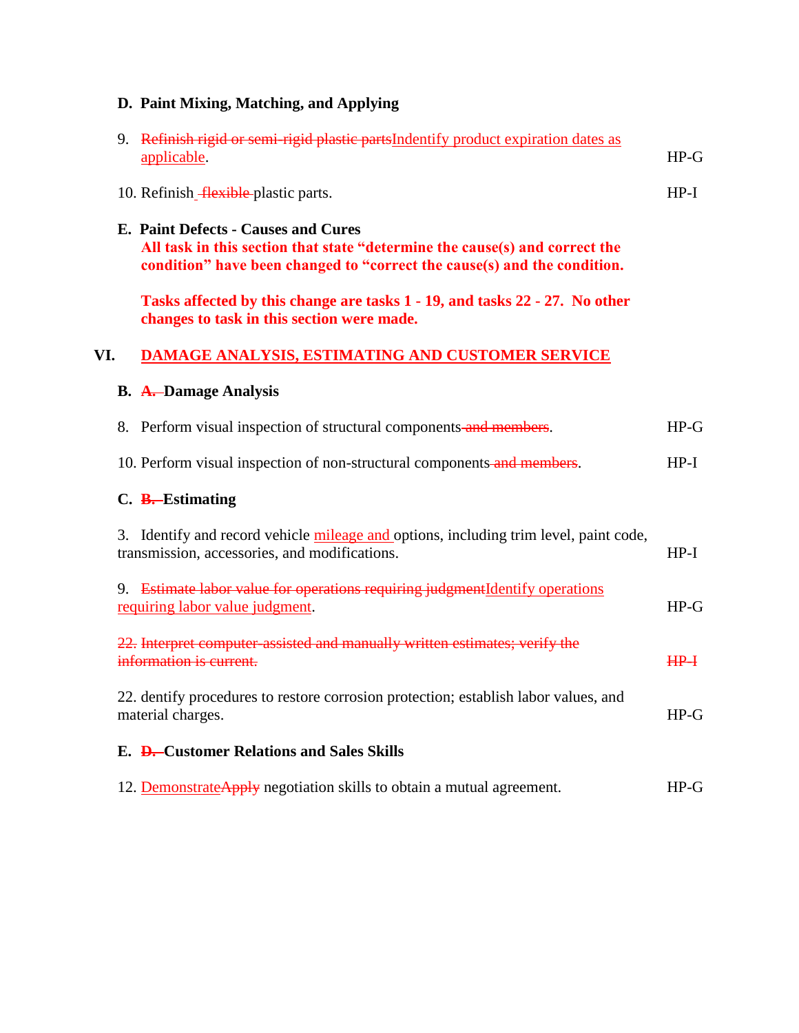**D. Paint Mixing, Matching, and Applying**

9. ~~Refinish rigid or semi-rigid plastic parts~~Indentify product expiration dates as applicable. HP-G

10. Refinish ~~flexible~~ plastic parts. HP-I

**E. Paint Defects - Causes and Cures**

**All task in this section that state “determine the cause(s) and correct the condition” have been changed to “correct the cause(s) and the condition.**

**Tasks affected by this change are tasks 1 - 19, and tasks 22 - 27. No other changes to task in this section were made.**

## VI. DAMAGE ANALYSIS, ESTIMATING AND CUSTOMER SERVICE

**B. ~~A.~~ Damage Analysis**

8. Perform visual inspection of structural components ~~and members~~. HP-G

10. Perform visual inspection of non-structural components ~~and members~~. HP-I

**C. ~~B.~~ Estimating**

3. Identify and record vehicle mileage and options, including trim level, paint code, transmission, accessories, and modifications. HP-I

9. ~~Estimate labor value for operations requiring judgment~~Identify operations requiring labor value judgment. HP-G

~~22. Interpret computer-assisted and manually written estimates; verify the information is current.~~ ~~HP-I~~

22. dentify procedures to restore corrosion protection; establish labor values, and material charges. HP-G

**E. ~~D.~~ Customer Relations and Sales Skills**

12. Demonstrate~~Apply~~ negotiation skills to obtain a mutual agreement. HP-G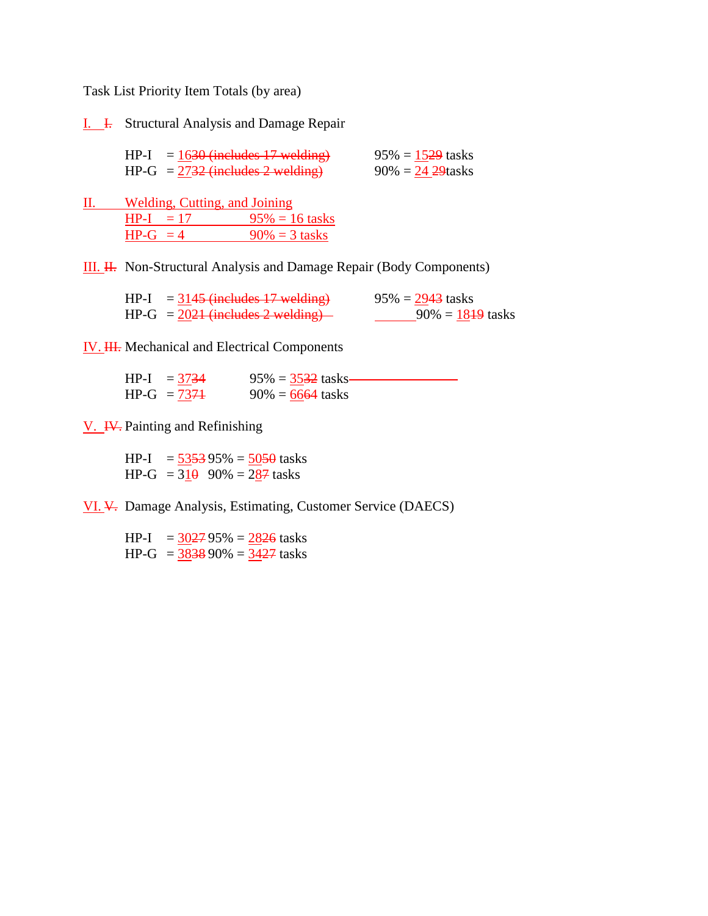Task List Priority Item Totals (by area)

I. ~~I.~~ Structural Analysis and Damage Repair

HP-I = 16~~30 (includes 17 welding)~~ 95% = 15~~29~~ tasks
HP-G = 27~~32 (includes 2 welding)~~ 90% = 24 ~~29~~tasks

II. Welding, Cutting, and Joining

HP-I = 17 95% = 16 tasks
HP-G = 4 90% = 3 tasks

III. ~~II.~~ Non-Structural Analysis and Damage Repair (Body Components)

HP-I = 31~~45 (includes 17 welding)~~ 95% = 29~~43~~ tasks
HP-G = 20~~21 (includes 2 welding)~~ 90% = 18~~19~~ tasks

IV. ~~III.~~ Mechanical and Electrical Components

HP-I = 37~~34~~ 95% = 35~~32~~ tasks
HP-G = 73~~71~~ 90% = 66~~64~~ tasks

V. ~~IV.~~ Painting and Refinishing

HP-I = 53~~53~~ 95% = 50~~50~~ tasks
HP-G = 31~~0~~ 90% = 28~~7~~ tasks

VI. ~~V.~~ Damage Analysis, Estimating, Customer Service (DAECS)

HP-I = 30~~27~~ 95% = 28~~26~~ tasks
HP-G = 38~~38~~ 90% = 34~~27~~ tasks